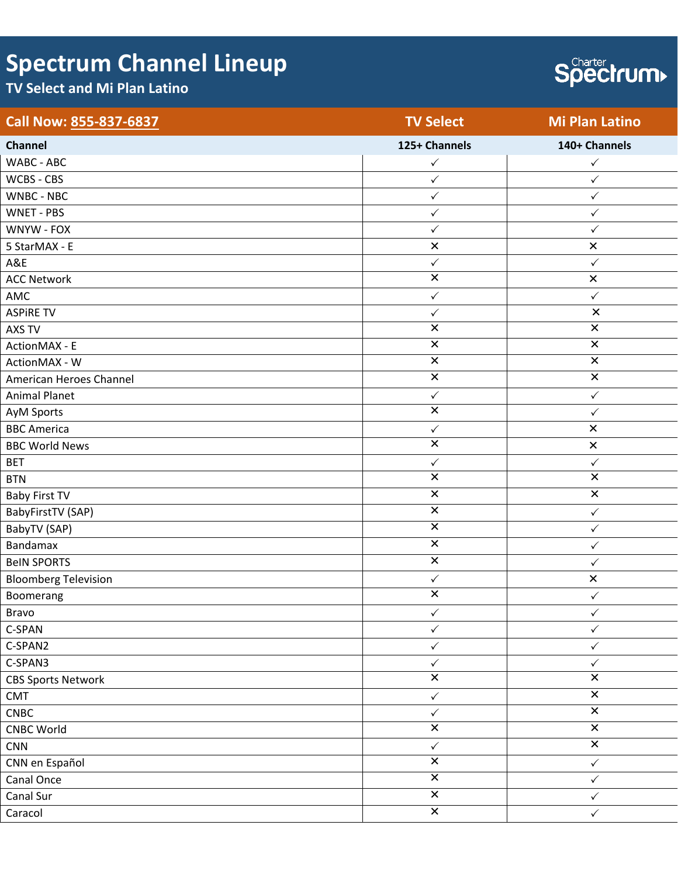# Spectrum Channel Lineup

## TV Select and Mi Plan Latino

Charter Spectrum

| Call Now: 855-837-6837 | TV Select | Mi Plan Latino |
|---|---|---|
| **Channel** | **125+ Channels** | **140+ Channels** |
| WABC - ABC | ✓ | ✓ |
| WCBS - CBS | ✓ | ✓ |
| WNBC - NBC | ✓ | ✓ |
| WNET - PBS | ✓ | ✓ |
| WNYW - FOX | ✓ | ✓ |
| 5 StarMAX - E | ✕ | ✕ |
| A&E | ✓ | ✓ |
| ACC Network | ✕ | ✕ |
| AMC | ✓ | ✓ |
| ASPiRE TV | ✓ | ✕ |
| AXS TV | ✕ | ✕ |
| ActionMAX - E | ✕ | ✕ |
| ActionMAX - W | ✕ | ✕ |
| American Heroes Channel | ✕ | ✕ |
| Animal Planet | ✓ | ✓ |
| AyM Sports | ✕ | ✓ |
| BBC America | ✓ | ✕ |
| BBC World News | ✕ | ✕ |
| BET | ✓ | ✓ |
| BTN | ✕ | ✕ |
| Baby First TV | ✕ | ✕ |
| BabyFirstTV (SAP) | ✕ | ✓ |
| BabyTV (SAP) | ✕ | ✓ |
| Bandamax | ✕ | ✓ |
| BeIN SPORTS | ✕ | ✓ |
| Bloomberg Television | ✓ | ✕ |
| Boomerang | ✕ | ✓ |
| Bravo | ✓ | ✓ |
| C-SPAN | ✓ | ✓ |
| C-SPAN2 | ✓ | ✓ |
| C-SPAN3 | ✓ | ✓ |
| CBS Sports Network | ✕ | ✕ |
| CMT | ✓ | ✕ |
| CNBC | ✓ | ✕ |
| CNBC World | ✕ | ✕ |
| CNN | ✓ | ✕ |
| CNN en Español | ✕ | ✓ |
| Canal Once | ✕ | ✓ |
| Canal Sur | ✕ | ✓ |
| Caracol | ✕ | ✓ |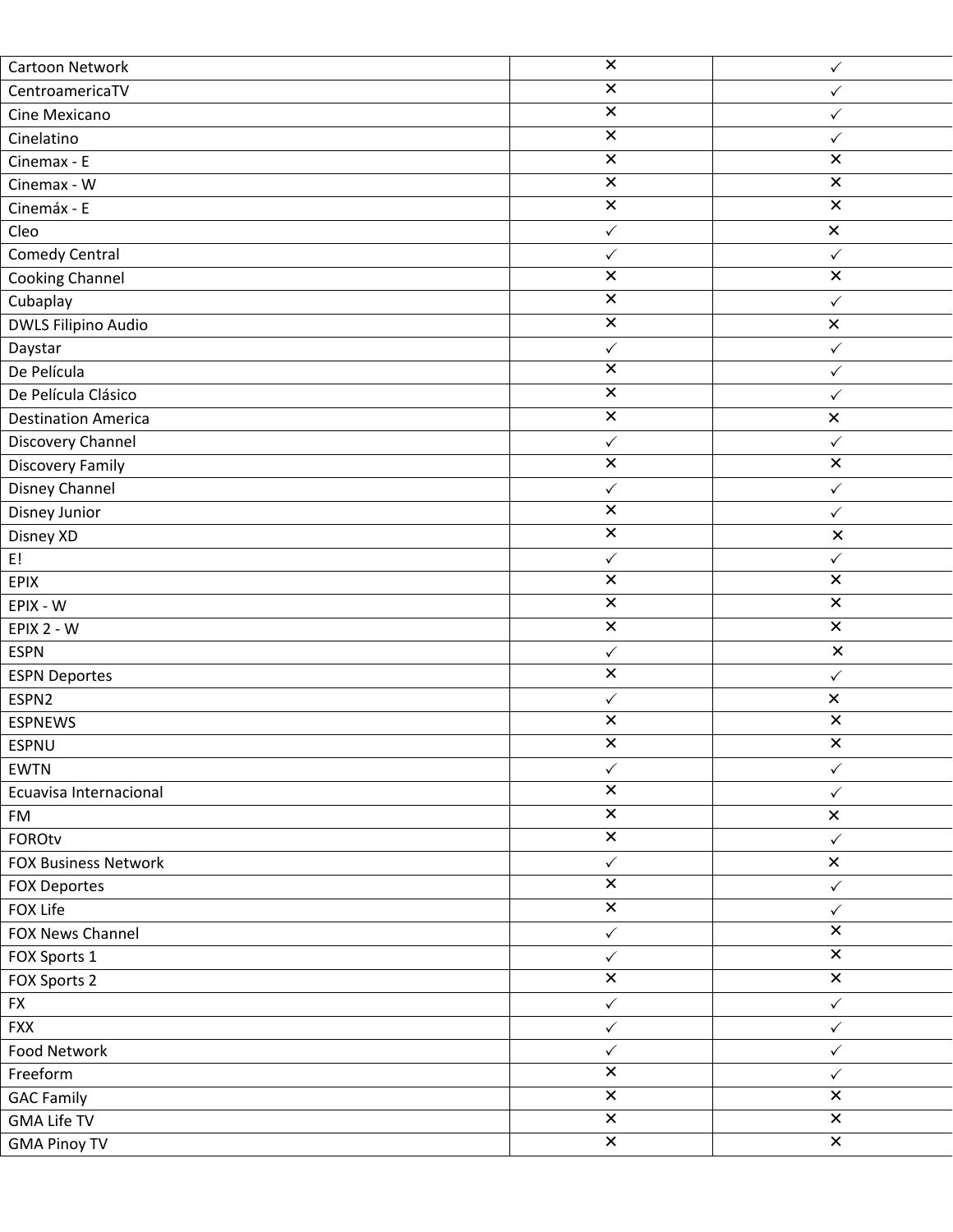| | | |
|---|---|---|
| Cartoon Network | ✕ | ✓ |
| CentroamericaTV | ✕ | ✓ |
| Cine Mexicano | ✕ | ✓ |
| Cinelatino | ✕ | ✓ |
| Cinemax - E | ✕ | ✕ |
| Cinemax - W | ✕ | ✕ |
| Cinemáx - E | ✕ | ✕ |
| Cleo | ✓ | ✕ |
| Comedy Central | ✓ | ✓ |
| Cooking Channel | ✕ | ✕ |
| Cubaplay | ✕ | ✓ |
| DWLS Filipino Audio | ✕ | ✕ |
| Daystar | ✓ | ✓ |
| De Película | ✕ | ✓ |
| De Película Clásico | ✕ | ✓ |
| Destination America | ✕ | ✕ |
| Discovery Channel | ✓ | ✓ |
| Discovery Family | ✕ | ✕ |
| Disney Channel | ✓ | ✓ |
| Disney Junior | ✕ | ✓ |
| Disney XD | ✕ | ✕ |
| E! | ✓ | ✓ |
| EPIX | ✕ | ✕ |
| EPIX - W | ✕ | ✕ |
| EPIX 2 - W | ✕ | ✕ |
| ESPN | ✓ | ✕ |
| ESPN Deportes | ✕ | ✓ |
| ESPN2 | ✓ | ✕ |
| ESPNEWS | ✕ | ✕ |
| ESPNU | ✕ | ✕ |
| EWTN | ✓ | ✓ |
| Ecuavisa Internacional | ✕ | ✓ |
| FM | ✕ | ✕ |
| FOROtv | ✕ | ✓ |
| FOX Business Network | ✓ | ✕ |
| FOX Deportes | ✕ | ✓ |
| FOX Life | ✕ | ✓ |
| FOX News Channel | ✓ | ✕ |
| FOX Sports 1 | ✓ | ✕ |
| FOX Sports 2 | ✕ | ✕ |
| FX | ✓ | ✓ |
| FXX | ✓ | ✓ |
| Food Network | ✓ | ✓ |
| Freeform | ✕ | ✓ |
| GAC Family | ✕ | ✕ |
| GMA Life TV | ✕ | ✕ |
| GMA Pinoy TV | ✕ | ✕ |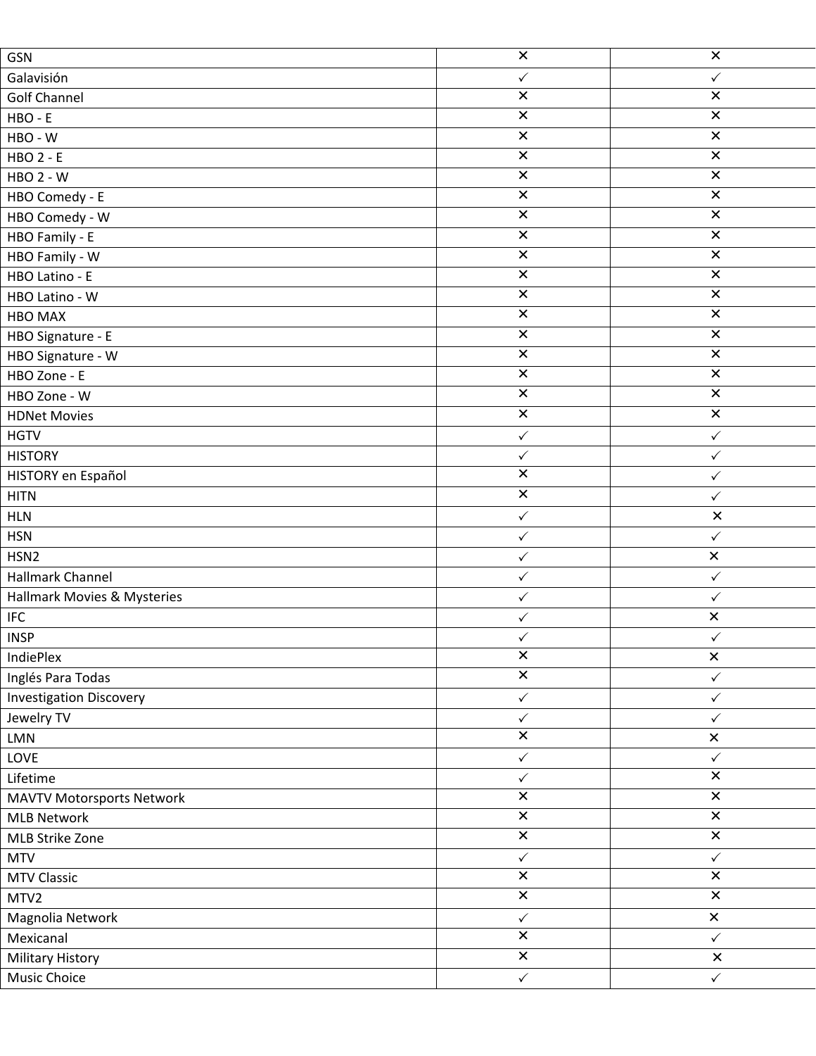| | | |
|---|---|---|
| GSN | ✕ | ✕ |
| Galavisión | ✓ | ✓ |
| Golf Channel | ✕ | ✕ |
| HBO - E | ✕ | ✕ |
| HBO - W | ✕ | ✕ |
| HBO 2 - E | ✕ | ✕ |
| HBO 2 - W | ✕ | ✕ |
| HBO Comedy - E | ✕ | ✕ |
| HBO Comedy - W | ✕ | ✕ |
| HBO Family - E | ✕ | ✕ |
| HBO Family - W | ✕ | ✕ |
| HBO Latino - E | ✕ | ✕ |
| HBO Latino - W | ✕ | ✕ |
| HBO MAX | ✕ | ✕ |
| HBO Signature - E | ✕ | ✕ |
| HBO Signature - W | ✕ | ✕ |
| HBO Zone - E | ✕ | ✕ |
| HBO Zone - W | ✕ | ✕ |
| HDNet Movies | ✕ | ✕ |
| HGTV | ✓ | ✓ |
| HISTORY | ✓ | ✓ |
| HISTORY en Español | ✕ | ✓ |
| HITN | ✕ | ✓ |
| HLN | ✓ | ✕ |
| HSN | ✓ | ✓ |
| HSN2 | ✓ | ✕ |
| Hallmark Channel | ✓ | ✓ |
| Hallmark Movies & Mysteries | ✓ | ✓ |
| IFC | ✓ | ✕ |
| INSP | ✓ | ✓ |
| IndiePlex | ✕ | ✕ |
| Inglés Para Todas | ✕ | ✓ |
| Investigation Discovery | ✓ | ✓ |
| Jewelry TV | ✓ | ✓ |
| LMN | ✕ | ✕ |
| LOVE | ✓ | ✓ |
| Lifetime | ✓ | ✕ |
| MAVTV Motorsports Network | ✕ | ✕ |
| MLB Network | ✕ | ✕ |
| MLB Strike Zone | ✕ | ✕ |
| MTV | ✓ | ✓ |
| MTV Classic | ✕ | ✕ |
| MTV2 | ✕ | ✕ |
| Magnolia Network | ✓ | ✕ |
| Mexicanal | ✕ | ✓ |
| Military History | ✕ | ✕ |
| Music Choice | ✓ | ✓ |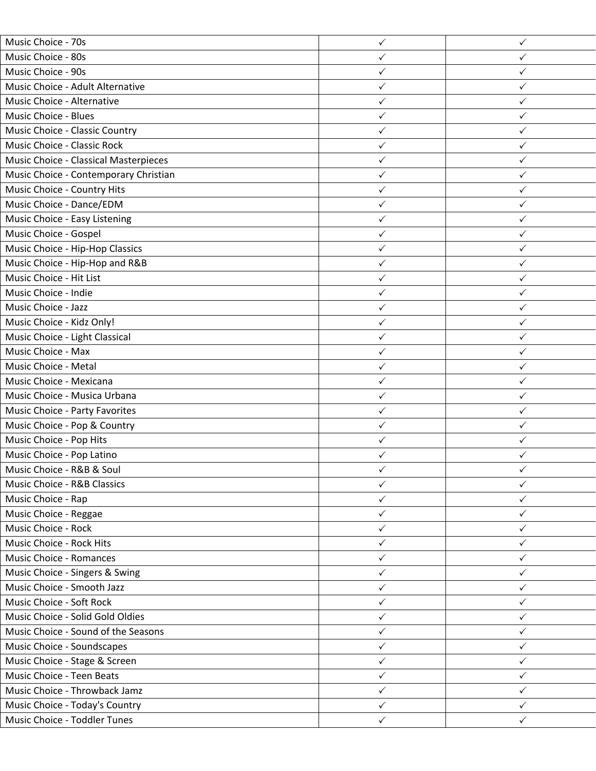| | | |
|---|---|---|
| Music Choice - 70s | ✓ | ✓ |
| Music Choice - 80s | ✓ | ✓ |
| Music Choice - 90s | ✓ | ✓ |
| Music Choice - Adult Alternative | ✓ | ✓ |
| Music Choice - Alternative | ✓ | ✓ |
| Music Choice - Blues | ✓ | ✓ |
| Music Choice - Classic Country | ✓ | ✓ |
| Music Choice - Classic Rock | ✓ | ✓ |
| Music Choice - Classical Masterpieces | ✓ | ✓ |
| Music Choice - Contemporary Christian | ✓ | ✓ |
| Music Choice - Country Hits | ✓ | ✓ |
| Music Choice - Dance/EDM | ✓ | ✓ |
| Music Choice - Easy Listening | ✓ | ✓ |
| Music Choice - Gospel | ✓ | ✓ |
| Music Choice - Hip-Hop Classics | ✓ | ✓ |
| Music Choice - Hip-Hop and R&B | ✓ | ✓ |
| Music Choice - Hit List | ✓ | ✓ |
| Music Choice - Indie | ✓ | ✓ |
| Music Choice - Jazz | ✓ | ✓ |
| Music Choice - Kidz Only! | ✓ | ✓ |
| Music Choice - Light Classical | ✓ | ✓ |
| Music Choice - Max | ✓ | ✓ |
| Music Choice - Metal | ✓ | ✓ |
| Music Choice - Mexicana | ✓ | ✓ |
| Music Choice - Musica Urbana | ✓ | ✓ |
| Music Choice - Party Favorites | ✓ | ✓ |
| Music Choice - Pop & Country | ✓ | ✓ |
| Music Choice - Pop Hits | ✓ | ✓ |
| Music Choice - Pop Latino | ✓ | ✓ |
| Music Choice - R&B & Soul | ✓ | ✓ |
| Music Choice - R&B Classics | ✓ | ✓ |
| Music Choice - Rap | ✓ | ✓ |
| Music Choice - Reggae | ✓ | ✓ |
| Music Choice - Rock | ✓ | ✓ |
| Music Choice - Rock Hits | ✓ | ✓ |
| Music Choice - Romances | ✓ | ✓ |
| Music Choice - Singers & Swing | ✓ | ✓ |
| Music Choice - Smooth Jazz | ✓ | ✓ |
| Music Choice - Soft Rock | ✓ | ✓ |
| Music Choice - Solid Gold Oldies | ✓ | ✓ |
| Music Choice - Sound of the Seasons | ✓ | ✓ |
| Music Choice - Soundscapes | ✓ | ✓ |
| Music Choice - Stage & Screen | ✓ | ✓ |
| Music Choice - Teen Beats | ✓ | ✓ |
| Music Choice - Throwback Jamz | ✓ | ✓ |
| Music Choice - Today's Country | ✓ | ✓ |
| Music Choice - Toddler Tunes | ✓ | ✓ |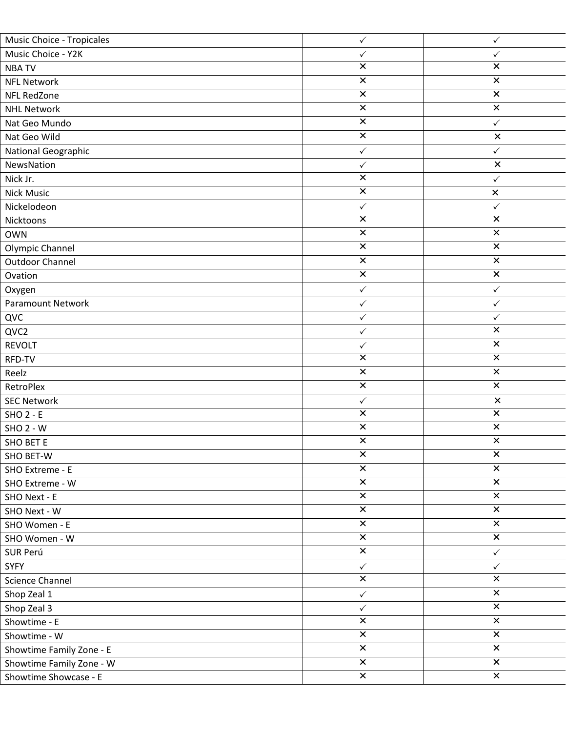| | | |
|---|---|---|
| Music Choice - Tropicales | ✓ | ✓ |
| Music Choice - Y2K | ✓ | ✓ |
| NBA TV | ✕ | ✕ |
| NFL Network | ✕ | ✕ |
| NFL RedZone | ✕ | ✕ |
| NHL Network | ✕ | ✕ |
| Nat Geo Mundo | ✕ | ✓ |
| Nat Geo Wild | ✕ | ✕ |
| National Geographic | ✓ | ✓ |
| NewsNation | ✓ | ✕ |
| Nick Jr. | ✕ | ✓ |
| Nick Music | ✕ | ✕ |
| Nickelodeon | ✓ | ✓ |
| Nicktoons | ✕ | ✕ |
| OWN | ✕ | ✕ |
| Olympic Channel | ✕ | ✕ |
| Outdoor Channel | ✕ | ✕ |
| Ovation | ✕ | ✕ |
| Oxygen | ✓ | ✓ |
| Paramount Network | ✓ | ✓ |
| QVC | ✓ | ✓ |
| QVC2 | ✓ | ✕ |
| REVOLT | ✓ | ✕ |
| RFD-TV | ✕ | ✕ |
| Reelz | ✕ | ✕ |
| RetroPlex | ✕ | ✕ |
| SEC Network | ✓ | ✕ |
| SHO 2 - E | ✕ | ✕ |
| SHO 2 - W | ✕ | ✕ |
| SHO BET E | ✕ | ✕ |
| SHO BET-W | ✕ | ✕ |
| SHO Extreme - E | ✕ | ✕ |
| SHO Extreme - W | ✕ | ✕ |
| SHO Next - E | ✕ | ✕ |
| SHO Next - W | ✕ | ✕ |
| SHO Women - E | ✕ | ✕ |
| SHO Women - W | ✕ | ✕ |
| SUR Perú | ✕ | ✓ |
| SYFY | ✓ | ✓ |
| Science Channel | ✕ | ✕ |
| Shop Zeal 1 | ✓ | ✕ |
| Shop Zeal 3 | ✓ | ✕ |
| Showtime - E | ✕ | ✕ |
| Showtime - W | ✕ | ✕ |
| Showtime Family Zone - E | ✕ | ✕ |
| Showtime Family Zone - W | ✕ | ✕ |
| Showtime Showcase - E | ✕ | ✕ |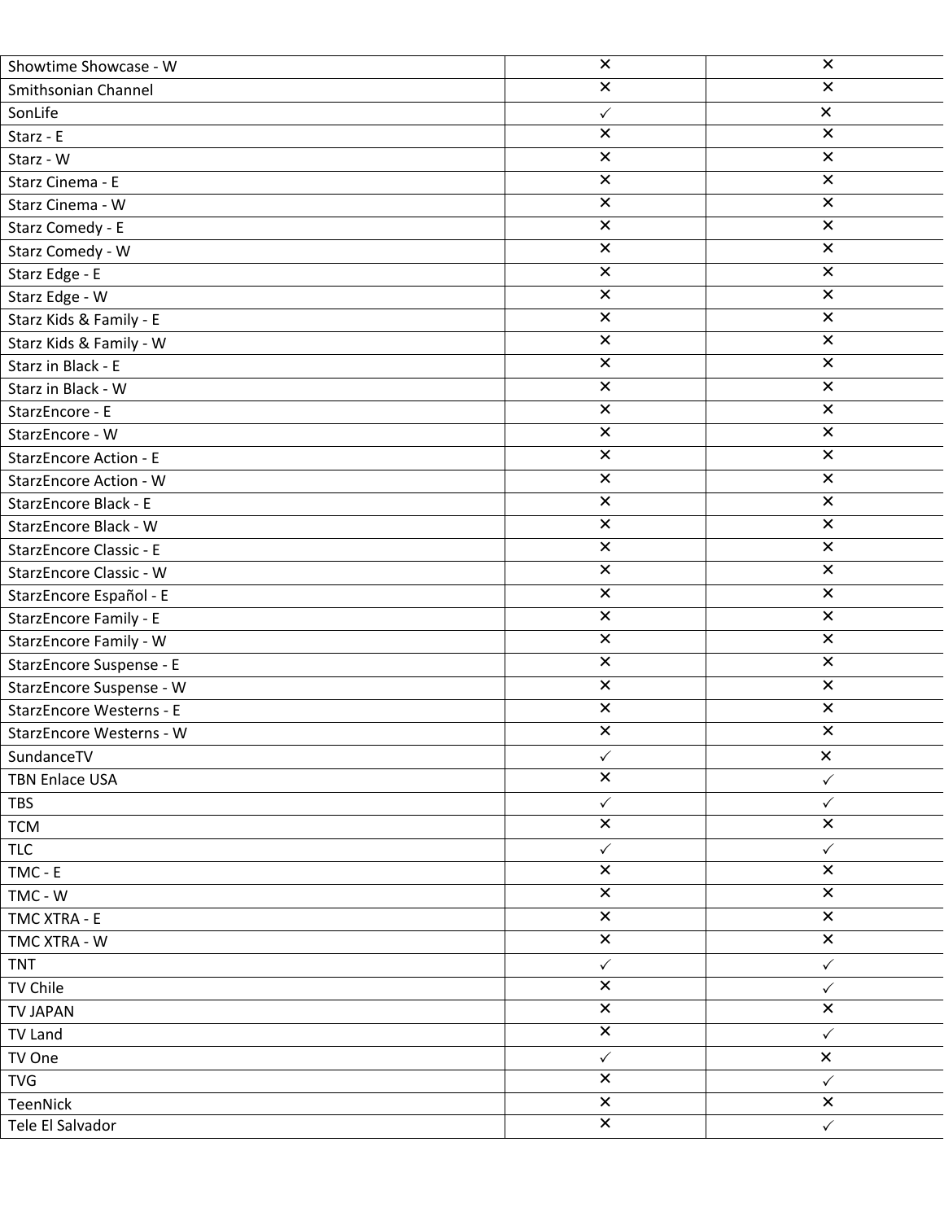| | | |
|---|---|---|
| Showtime Showcase - W | ✕ | ✕ |
| Smithsonian Channel | ✕ | ✕ |
| SonLife | ✓ | ✕ |
| Starz - E | ✕ | ✕ |
| Starz - W | ✕ | ✕ |
| Starz Cinema - E | ✕ | ✕ |
| Starz Cinema - W | ✕ | ✕ |
| Starz Comedy - E | ✕ | ✕ |
| Starz Comedy - W | ✕ | ✕ |
| Starz Edge - E | ✕ | ✕ |
| Starz Edge - W | ✕ | ✕ |
| Starz Kids & Family - E | ✕ | ✕ |
| Starz Kids & Family - W | ✕ | ✕ |
| Starz in Black - E | ✕ | ✕ |
| Starz in Black - W | ✕ | ✕ |
| StarzEncore - E | ✕ | ✕ |
| StarzEncore - W | ✕ | ✕ |
| StarzEncore Action - E | ✕ | ✕ |
| StarzEncore Action - W | ✕ | ✕ |
| StarzEncore Black - E | ✕ | ✕ |
| StarzEncore Black - W | ✕ | ✕ |
| StarzEncore Classic - E | ✕ | ✕ |
| StarzEncore Classic - W | ✕ | ✕ |
| StarzEncore Español - E | ✕ | ✕ |
| StarzEncore Family - E | ✕ | ✕ |
| StarzEncore Family - W | ✕ | ✕ |
| StarzEncore Suspense - E | ✕ | ✕ |
| StarzEncore Suspense - W | ✕ | ✕ |
| StarzEncore Westerns - E | ✕ | ✕ |
| StarzEncore Westerns - W | ✕ | ✕ |
| SundanceTV | ✓ | ✕ |
| TBN Enlace USA | ✕ | ✓ |
| TBS | ✓ | ✓ |
| TCM | ✕ | ✕ |
| TLC | ✓ | ✓ |
| TMC - E | ✕ | ✕ |
| TMC - W | ✕ | ✕ |
| TMC XTRA - E | ✕ | ✕ |
| TMC XTRA - W | ✕ | ✕ |
| TNT | ✓ | ✓ |
| TV Chile | ✕ | ✓ |
| TV JAPAN | ✕ | ✕ |
| TV Land | ✕ | ✓ |
| TV One | ✓ | ✕ |
| TVG | ✕ | ✓ |
| TeenNick | ✕ | ✕ |
| Tele El Salvador | ✕ | ✓ |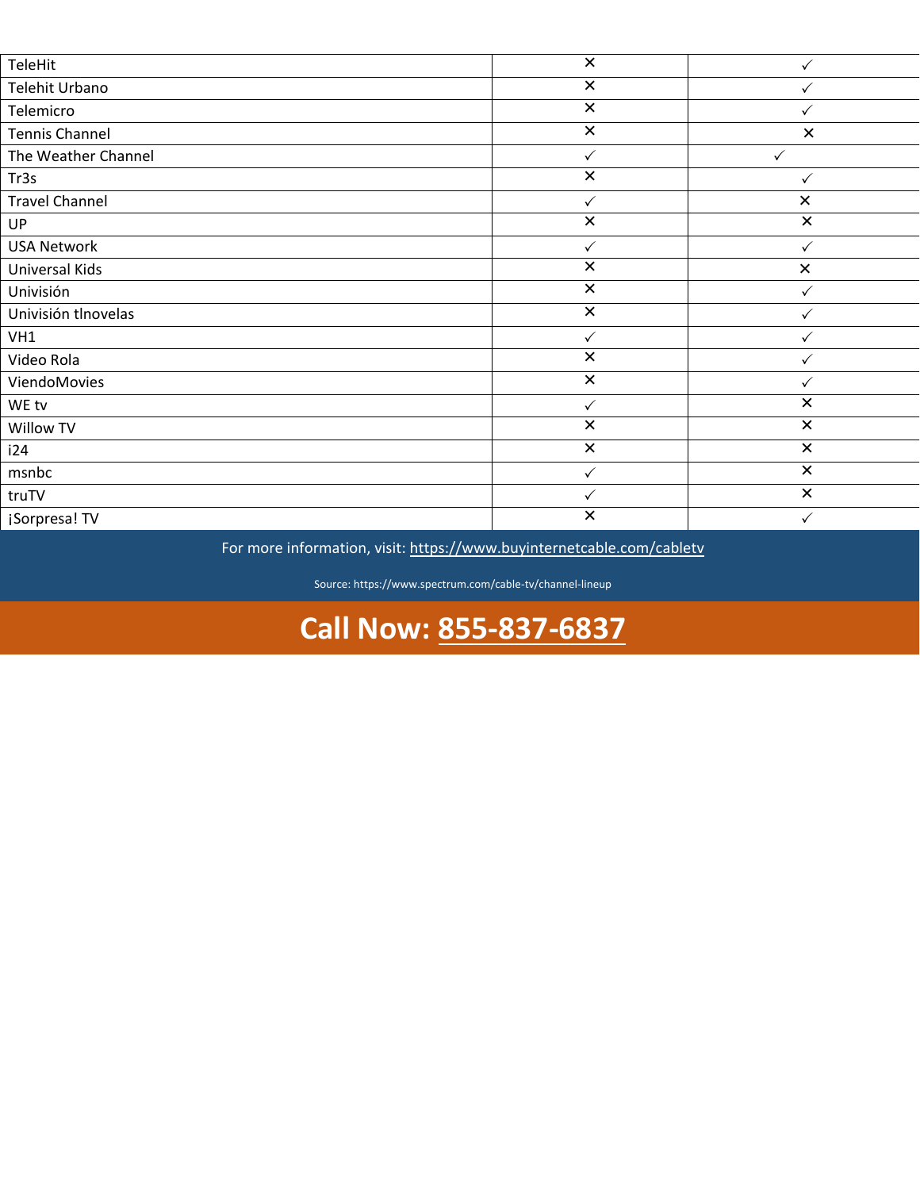| | | |
|---|---|---|
| TeleHit | ✕ | ✓ |
| Telehit Urbano | ✕ | ✓ |
| Telemicro | ✕ | ✓ |
| Tennis Channel | ✕ | ✕ |
| The Weather Channel | ✓ | ✓ |
| Tr3s | ✕ | ✓ |
| Travel Channel | ✓ | ✕ |
| UP | ✕ | ✕ |
| USA Network | ✓ | ✓ |
| Universal Kids | ✕ | ✕ |
| Univisión | ✕ | ✓ |
| Univisión tlnovelas | ✕ | ✓ |
| VH1 | ✓ | ✓ |
| Video Rola | ✕ | ✓ |
| ViendoMovies | ✕ | ✓ |
| WE tv | ✓ | ✕ |
| Willow TV | ✕ | ✕ |
| i24 | ✕ | ✕ |
| msnbc | ✓ | ✕ |
| truTV | ✓ | ✕ |
| ¡Sorpresa! TV | ✕ | ✓ |

For more information, visit: https://www.buyinternetcable.com/cabletv

Source: https://www.spectrum.com/cable-tv/channel-lineup

**Call Now: 855-837-6837**